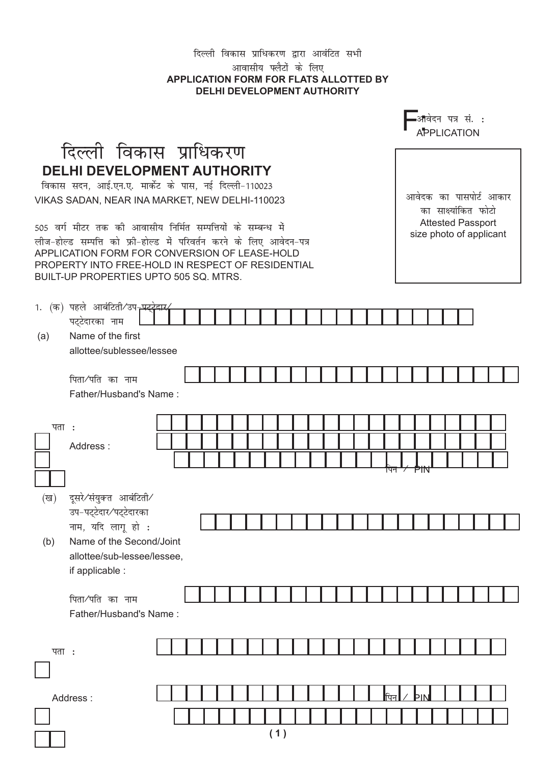दिल्ली विकास प्राधिकरण द्वारा आवंटित सभी आवासीय फ्लैटों के लिए

**APPLICATION FORM FOR FLATS ALLOTTED BY DELHI DEVELOPMENT AUTHORITY**

F: आवेदन पत्र सं. : APPLICATION

# दिल्ली विकास प्राधिकरण
# DELHI DEVELOPMENT AUTHORITY

विकास सदन, आई.एन.ए. मार्केट के पास, नई दिल्ली-110023

VIKAS SADAN, NEAR INA MARKET, NEW DELHI-110023

505 वर्ग मीटर तक की आवासीय निर्मित सम्पत्तियों के सम्बन्ध में लीज-होल्ड सम्पत्ति को फ्री-होल्ड में परिवर्तन करने के लिए आवेदन-पत्र

APPLICATION FORM FOR CONVERSION OF LEASE-HOLD PROPERTY INTO FREE-HOLD IN RESPECT OF RESIDENTIAL BUILT-UP PROPERTIES UPTO 505 SQ. MTRS.

आवेदक का पासपोर्ट आकार का साक्ष्यांकित फोटो

Attested Passport size photo of applicant

1. (क) पहले आबंटिती/उप-पट्टेदार/पट्टेदारका नाम

(a) Name of the first allottee/sublessee/lessee

पिता/पति का नाम

Father/Husband's Name :

पता :

Address :

पिन / PIN

(ख) दूसरे/संयुक्त आबंटिती/उप-पट्टेदार/पट्टेदारका नाम, यदि लागू हो :

(b) Name of the Second/Joint allottee/sub-lessee/lessee, if applicable :

पिता/पति का नाम

Father/Husband's Name :

पता :

Address :

पिन / PIN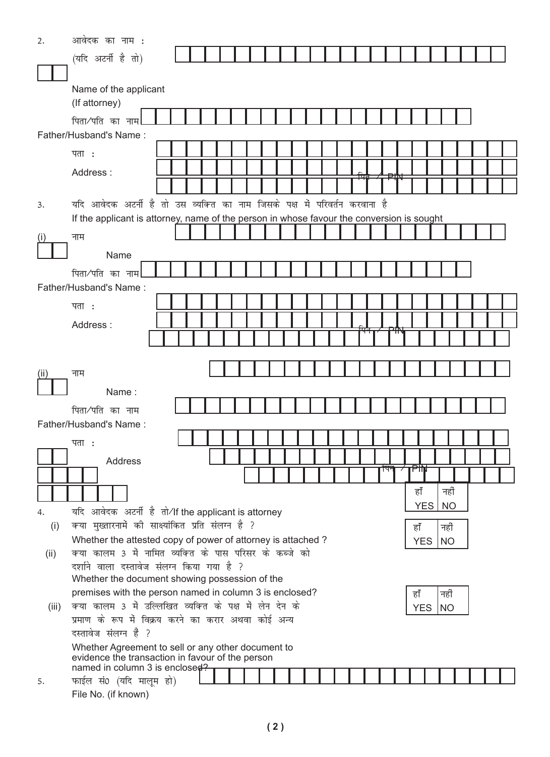2. आवेदक का नाम :
(यदि अटर्नी है तो)

Name of the applicant
(If attorney)

पिता/पति का नाम
Father/Husband's Name :

पता :

Address :

पिन / PIN

3. यदि आवेदक अटर्नी है तो उस व्यक्ति का नाम जिसके पक्ष में परिवर्तन करवाना है
If the applicant is attorney, name of the person in whose favour the conversion is sought

(i) नाम
Name

पिता/पति का नाम
Father/Husband's Name :

पता :

Address :

पिन / PIN

(ii) नाम
Name :

पिता/पति का नाम
Father/Husband's Name :

पता :

Address

पिन / PIN

4. यदि आवेदक अटर्नी है तो/If the applicant is attorney

(i) क्या मुख्तारनामें की साक्ष्यांकित प्रति संलग्न है ?
Whether the attested copy of power of attorney is attached ?
हाँ YES | नहीं NO

(ii) क्या कालम 3 में नामित व्यक्ति के पास परिसर के कब्जे को दर्शाने वाला दस्तावेज संलग्न किया गया है ?
Whether the document showing possession of the premises with the person named in column 3 is enclosed?
हाँ YES | नहीं NO

(iii) क्या कालम 3 में उल्लिखित व्यक्ति के पक्ष में लेन देन के प्रमाण के रूप में विक्रय करने का करार अथवा कोई अन्य दस्तावेज संलग्न हैं ?
Whether Agreement to sell or any other document to evidence the transaction in favour of the person named in column 3 is enclosed?
हाँ YES | नहीं NO

5. फाईल सं0 (यदि मालूम हो)
File No. (if known)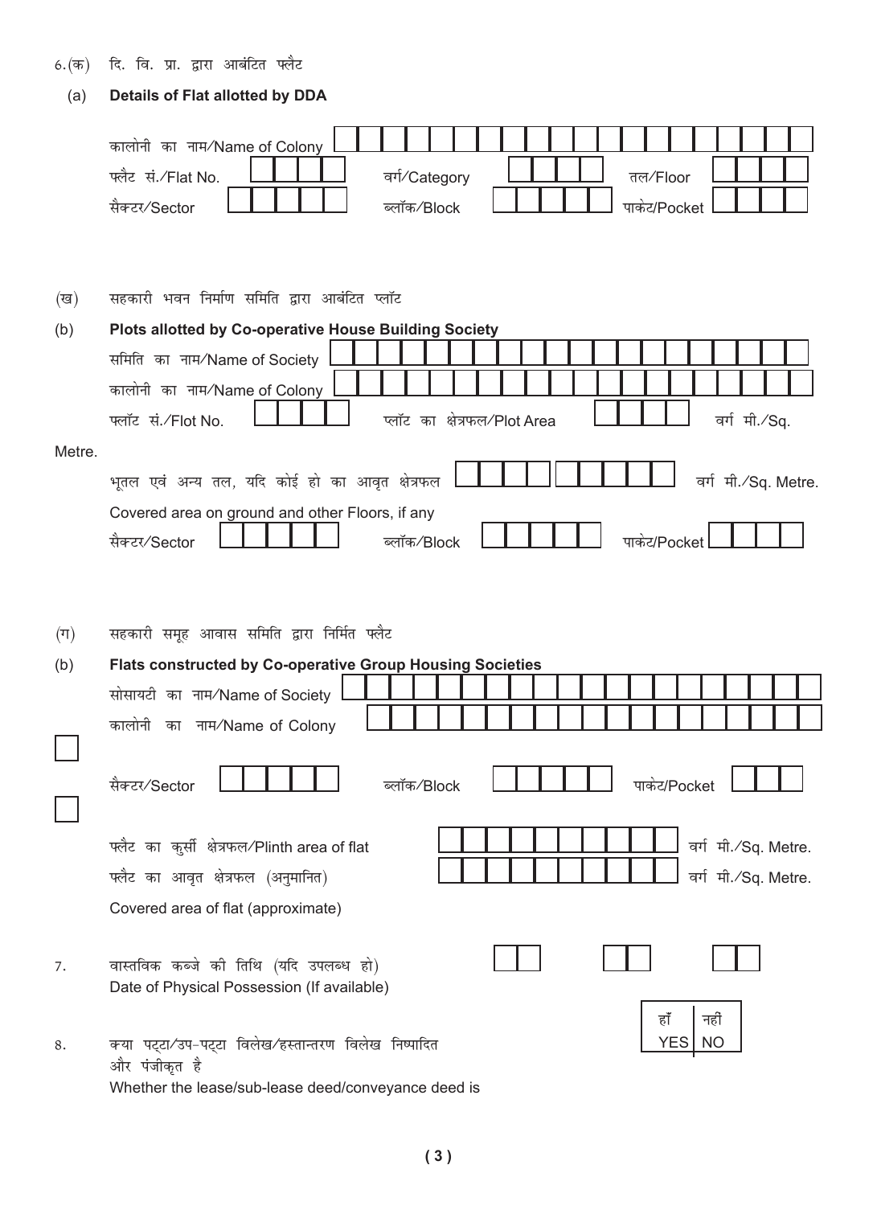6.(क) दि. वि. प्रा. द्वारा आबंटित फ्लैट

(a) **Details of Flat allotted by DDA**

कालोनी का नाम/Name of Colony

फ्लैट सं./Flat No. वर्ग/Category तल/Floor

सैक्टर/Sector ब्लॉक/Block पाकेट/Pocket

(ख) सहकारी भवन निर्माण समिति द्वारा आबंटित प्लॉट

(b) **Plots allotted by Co-operative House Building Society**

समिति का नाम/Name of Society

कालोनी का नाम/Name of Colony

फ्लॉट सं./Flot No. प्लॉट का क्षेत्रफल/Plot Area वर्ग मी./Sq. Metre.

भूतल एवं अन्य तल, यदि कोई हो का आवृत क्षेत्रफल वर्ग मी./Sq. Metre.

Covered area on ground and other Floors, if any

सैक्टर/Sector ब्लॉक/Block पाकेट/Pocket

(ग) सहकारी समूह आवास समिति द्वारा निर्मित फ्लैट

(b) **Flats constructed by Co-operative Group Housing Societies**

सोसायटी का नाम/Name of Society

कालोनी का नाम/Name of Colony

सैक्टर/Sector ब्लॉक/Block पाकेट/Pocket

फ्लैट का कुर्सी क्षेत्रफल/Plinth area of flat वर्ग मी./Sq. Metre.

फ्लैट का आवृत क्षेत्रफल (अनुमानित) वर्ग मी./Sq. Metre.

Covered area of flat (approximate)

7. वास्तविक कब्जे की तिथि (यदि उपलब्ध हो)
Date of Physical Possession (If available)

8. क्या पट्टा/उप-पट्टा विलेख/हस्तान्तरण विलेख निष्पादित और पंजीकृत है
Whether the lease/sub-lease deed/conveyance deed is

| हाँ YES | नहीं NO |
|---|---|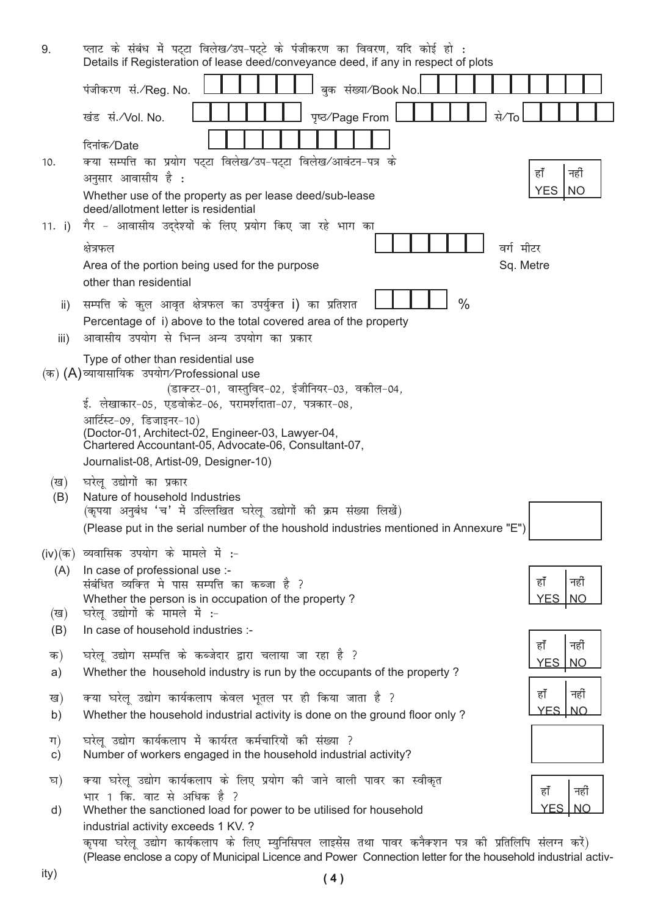9. प्लाट के संबंध में पट्टा विलेख/उप-पट्टे के पंजीकरण का विवरण, यदि कोई हो :
Details if Registeration of lease deed/conveyance deed, if any in respect of plots

पंजीकरण सं./Reg. No. [ ] बुक संख्या/Book No. [ ]

खंड सं./Vol. No. [ ] पृष्ठ/Page From [ ] से/To [ ]

दिनांक/Date [ ]

10. क्या सम्पत्ति का प्रयोग पट्टा विलेख/उप-पट्टा विलेख/आवंटन-पत्र के अनुसार आवासीय है :
Whether use of the property as per lease deed/sub-lease deed/allotment letter is residential — हाँ YES | नहीं NO

11. i) गैर - आवासीय उद्देश्यों के लिए प्रयोग किए जा रहे भाग का क्षेत्रफल [ ] वर्ग मीटर
Area of the portion being used for the purpose other than residential — Sq. Metre

ii) सम्पत्ति के कुल आवृत क्षेत्रफल का उपर्युक्त i) का प्रतिशत [ ] %
Percentage of i) above to the total covered area of the property

iii) आवासीय उपयोग से भिन्न अन्य उपयोग का प्रकार
Type of other than residential use

(क) (A) व्यावसायिक उपयोग/Professional use
(डाक्टर-01, वास्तुविद-02, इंजीनियर-03, वकील-04, ई. लेखाकार-05, एडवोकेट-06, परामर्शदाता-07, पत्रकार-08, आर्टिस्ट-09, डिजाइनर-10)
(Doctor-01, Architect-02, Engineer-03, Lawyer-04, Chartered Accountant-05, Advocate-06, Consultant-07, Journalist-08, Artist-09, Designer-10)

(ख) (B) घरेलू उद्योगों का प्रकार
Nature of household Industries
(कृपया अनुबंध 'च' में उल्लिखित घरेलू उद्योगों की क्रम संख्या लिखें)
(Please put in the serial number of the houshold industries mentioned in Annexure "E") [ ]

(iv)(क) (A) व्यावसिक उपयोग के मामले में :-
In case of professional use :-
संबंधित व्यक्ति मे पास सम्पत्ति का कब्जा है ?
Whether the person is in occupation of the property ? — हाँ YES | नहीं NO

(ख) (B) घरेलू उद्योगों के मामले में :-
In case of household industries :-

क) a) घरेलू उद्योग सम्पत्ति के कब्जेदार द्वारा चलाया जा रहा है ?
Whether the household industry is run by the occupants of the property ? — हाँ YES | नहीं NO

ख) b) क्या घरेलू उद्योग कार्यकलाप केवल भूतल पर ही किया जाता है ?
Whether the household industrial activity is done on the ground floor only ? — हाँ YES | नहीं NO

ग) c) घरेलू उद्योग कार्यकलाप में कार्यरत कर्मचारियों की संख्या ?
Number of workers engaged in the household industrial activity? [ ]

घ) d) क्या घरेलू उद्योग कार्यकलाप के लिए प्रयोग की जाने वाली पावर का स्वीकृत भार 1 कि. वाट से अधिक है ?
Whether the sanctioned load for power to be utilised for household industrial activity exceeds 1 KV. ? — हाँ YES | नहीं NO

कृपया घरेलू उद्योग कार्यकलाप के लिए म्युनिसिपल लाइसेंस तथा पावर कनैक्शन पत्र की प्रतिलिपि संलग्न करें)
(Please enclose a copy of Municipal Licence and Power Connection letter for the household industrial activity)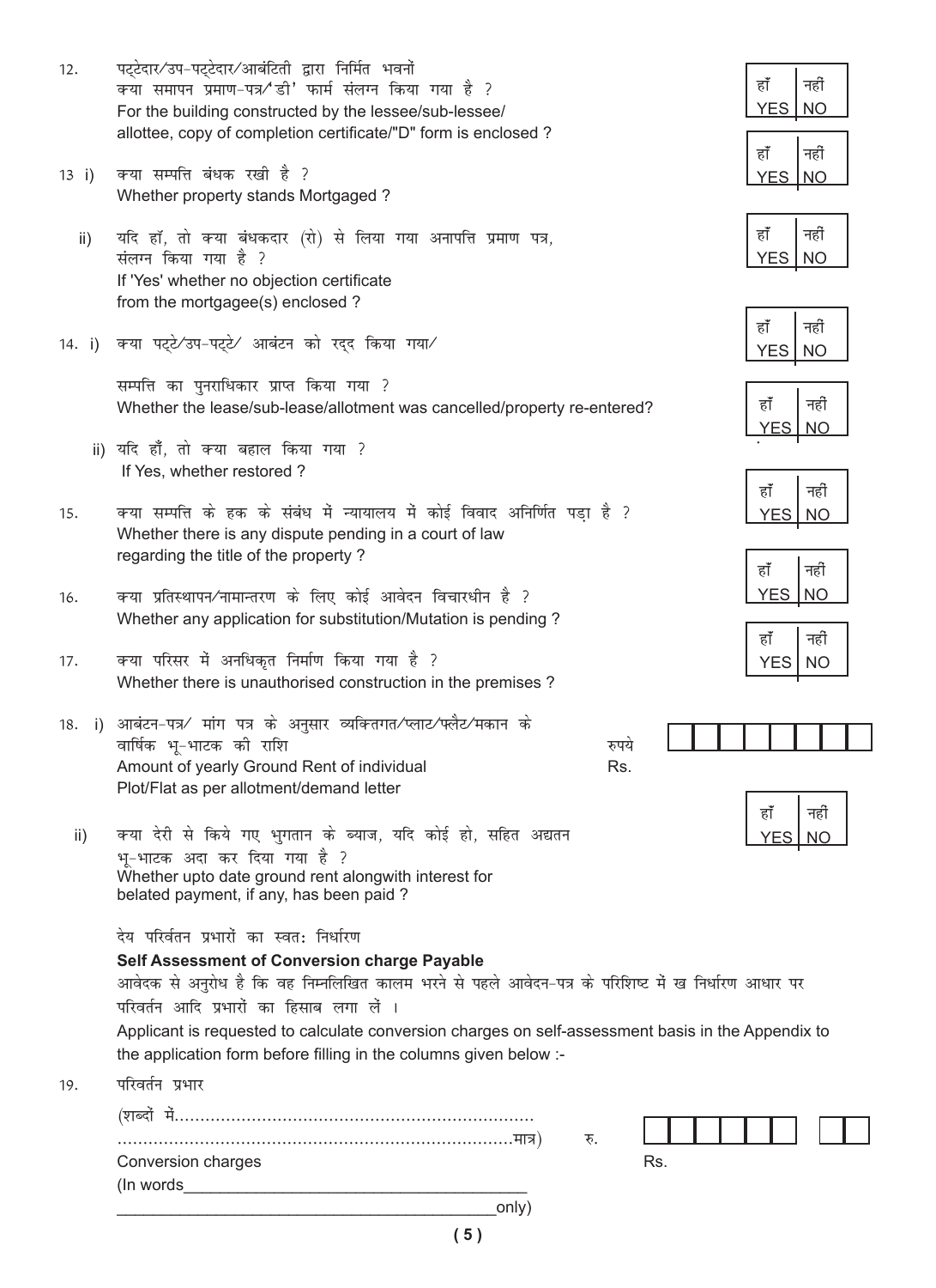12. पट्टेदार/उप-पट्टेदार/आबंटिती द्वारा निर्मित भवनों क्या समापन प्रमाण-पत्र/'डी' फार्म संलग्न किया गया है ?
    For the building constructed by the lessee/sub-lessee/allottee, copy of completion certificate/"D" form is enclosed ?

| हाँ YES | नहीं NO |
|---|---|
| | |

13. i) क्या सम्पत्ति बंधक रखी है ?
    Whether property stands Mortgaged ?

| हाँ YES | नहीं NO |
|---|---|
| | |

    ii) यदि हाँ, तो क्या बंधकदार (रो) से लिया गया अनापत्ति प्रमाण पत्र, संलग्न किया गया है ?
    If 'Yes' whether no objection certificate from the mortgagee(s) enclosed ?

| हाँ YES | नहीं NO |
|---|---|
| | |

14. i) क्या पट्टे/उप-पट्टे/ आबंटन को रद्द किया गया/ सम्पत्ति का पुनराधिकार प्राप्त किया गया ?
    Whether the lease/sub-lease/allotment was cancelled/property re-entered?

| हाँ YES | नहीं NO |
|---|---|
| | |

    ii) यदि हाँ, तो क्या बहाल किया गया ?
    If Yes, whether restored ?

| हाँ YES | नहीं NO |
|---|---|
| | |

15. क्या सम्पत्ति के हक के संबंध में न्यायालय में कोई विवाद अनिर्णित पड़ा है ?
    Whether there is any dispute pending in a court of law regarding the title of the property ?

| हाँ YES | नहीं NO |
|---|---|
| | |

16. क्या प्रतिस्थापन/नामान्तरण के लिए कोई आवेदन विचाराधीन है ?
    Whether any application for substitution/Mutation is pending ?

| हाँ YES | नहीं NO |
|---|---|
| | |

17. क्या परिसर में अनधिकृत निर्माण किया गया है ?
    Whether there is unauthorised construction in the premises ?

| हाँ YES | नहीं NO |
|---|---|
| | |

18. i) आबंटन-पत्र/ मांग पत्र के अनुसार व्यक्तिगत/प्लाट/फ्लैट/मकान के वार्षिक भू-भाटक की राशि
    Amount of yearly Ground Rent of individual Plot/Flat as per allotment/demand letter

    रुपये Rs. | | | | | | | | |

    ii) क्या देरी से किये गए भुगतान के ब्याज, यदि कोई हो, सहित अद्यतन भू-भाटक अदा कर दिया गया है ?
    Whether upto date ground rent alongwith interest for belated payment, if any, has been paid ?

| हाँ YES | नहीं NO |
|---|---|
| | |

देय परिवर्तन प्रभारों का स्वत: निर्धारण

**Self Assessment of Conversion charge Payable**

आवेदक से अनुरोध है कि वह निम्नलिखित कालम भरने से पहले आवेदन-पत्र के परिशिष्ट में ख निर्धारण आधार पर परिवर्तन आदि प्रभारों का हिसाब लगा लें ।

Applicant is requested to calculate conversion charges on self-assessment basis in the Appendix to the application form before filling in the columns given below :-

19. परिवर्तन प्रभार
    (शब्दों में.......................................................................
    ..............................................................................मात्र) रु.
    Conversion charges
    (In words_________________________________________
    _____________________________________________only) Rs. | | | | | | | | |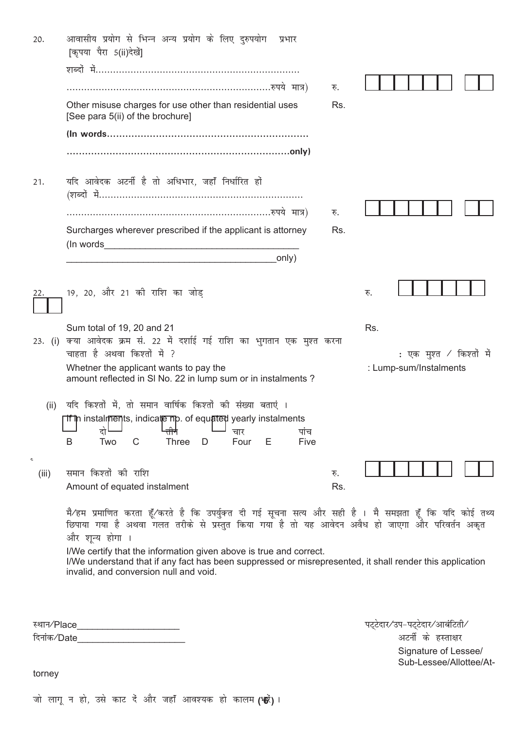20. आवासीय प्रयोग से भिन्न अन्य प्रयोग के लिए दुरुपयोग प्रभार
[कृपया पैरा 5(ii)देखें]

शब्दों में......................................................................

......................................................................रुपये मात्र) रु.

Other misuse charges for use other than residential uses [See para 5(ii) of the brochure] Rs.

**(In words..................................................................**

**..........................................................................only)**

21. यदि आवेदक अटर्नी है तो अधिभार, जहाँ निर्धारित हों
(शब्दों में......................................................................

......................................................................रुपये मात्र) रु.

Surcharges wherever prescribed if the applicant is attorney Rs.

(In words_______________________________________

_________________________________________only)

22. 19, 20, और 21 की राशि का जोड़ रु.

Sum total of 19, 20 and 21 Rs.

23. (i) क्या आवेदक क्रम सं. 22 में दर्शाई गई राशि का भुगतान एक मुश्त करना चाहता है अथवा किश्तों में ? : एक मुश्त / किश्तों में

Whetner the applicant wants to pay the amount reflected in Sl No. 22 in lump sum or in instalments ? : Lump-sum/Instalments

(ii) यदि किश्तों में, तो समान वार्षिक किश्तों की संख्या बताएं ।

If in instalments, indicate no. of equated yearly instalments

| | | | |
|---|---|---|---|
| B दो Two | C तीन Three | D चार Four | E पांच Five |

(iii) समान किश्तों की राशि रु.

Amount of equated instalment Rs.

मैं/हम प्रमाणित करता हूँ/करते है कि उपर्युक्त दी गई सूचना सत्य और सही है । मैं समझता हूँ कि यदि कोई तथ्य छिपाया गया है अथवा गलत तरीके से प्रस्तुत किया गया है तो यह आवेदन अवैध हो जाएगा और परिवर्तन अकृत और शून्य होगा ।

I/We certify that the information given above is true and correct.
I/We understand that if any fact has been suppressed or misrepresented, it shall render this application invalid, and conversion null and void.

स्थान/Place____________________

दिनांक/Date_____________________

पट्टेदार/उप-पट्टेदार/आबंटिती/अटर्नी के हस्ताक्षर
Signature of Lessee/Sub-Lessee/Allottee/Attorney

जो लागू न हो, उसे काट दें और जहाँ आवश्यक हो कालम (✓) ।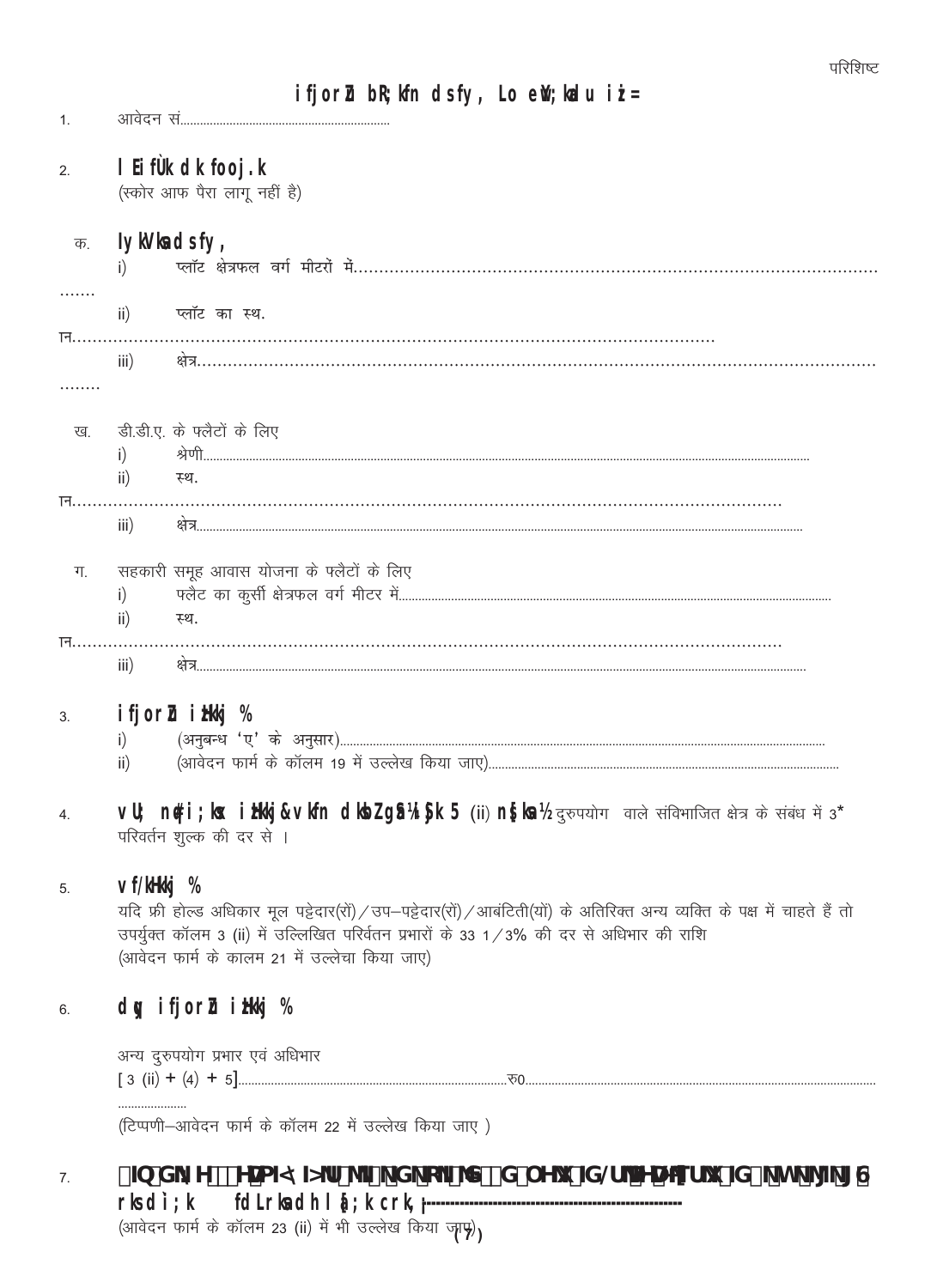परिशिष्ट

# ifjorZu bR;kfn dsfy, Lo eWY;kadu i=

1. आवेदन सं..................................................................

2. **lEifÙk dk fooj.k**
   (स्कोर आफ पैरा लागू नहीं है)

   क. **lykWVka dsfy,**
      i) प्लॉट क्षेत्रफल वर्ग मीटरों में..........................................................................................
      ii) प्लॉट का स्थान..........................................................................................
      iii) क्षेत्र..........................................................................................

   ख. डी.डी.ए. के फ्लैटों के लिए
      i) श्रेणी..........................................................................................
      ii) स्थान..........................................................................................
      iii) क्षेत्र..........................................................................................

   ग. सहकारी समूह आवास योजना के फ्लैटों के लिए
      i) फ्लैट का कुर्सी क्षेत्रफल वर्ग मीटर में..........................................................................................
      ii) स्थान..........................................................................................
      iii) क्षेत्र..........................................................................................

3. **ifjorZu izHkkj %**
   i) (अनुबन्ध 'ए' के अनुसार)..........................................................................................
   ii) (आवेदन फार्म के कॉलम 19 में उल्लेख किया जाए)..........................................................................................

4. **vU; nq#i;ksx izHkkj&vkfn dksbZ gS¼ls½ §k 5 (ii) n§ka½** दुरुपयोग वाले संविभाजित क्षेत्र के संबंध में 3* परिवर्तन शुल्क की दर से ।

5. **vf/kHkkj %**
   यदि फ्री होल्ड अधिकार मूल पट्टेदार(रों) / उप–पट्टेदार(रों) / आबंटिती(यों) के अतिरिक्त अन्य व्यक्ति के पक्ष में चाहते हैं तो उपर्युक्त कॉलम 3 (ii) में उल्लिखित परिवर्तन प्रभारों के 33 1/3% की दर से अधिभार की राशि
   (आवेदन फार्म के कालम 21 में उल्लेखा किया जाए)

6. **dqy ifjorZu izHkkj %**

   अन्य दुरुपयोग प्रभार एवं अधिभार
   [ 3 (ii) + (4) + 5]..........................................................................................रु0..........................................................................................

   (टिप्पणी–आवेदन फार्म के कॉलम 22 में उल्लेख किया जाए )

7. **rksdì;k fdLrksadh l§;k crk,¡** ----------------------------------------------------------
   (आवेदन फार्म के कॉलम 23 (ii) में भी उल्लेख किया जाए)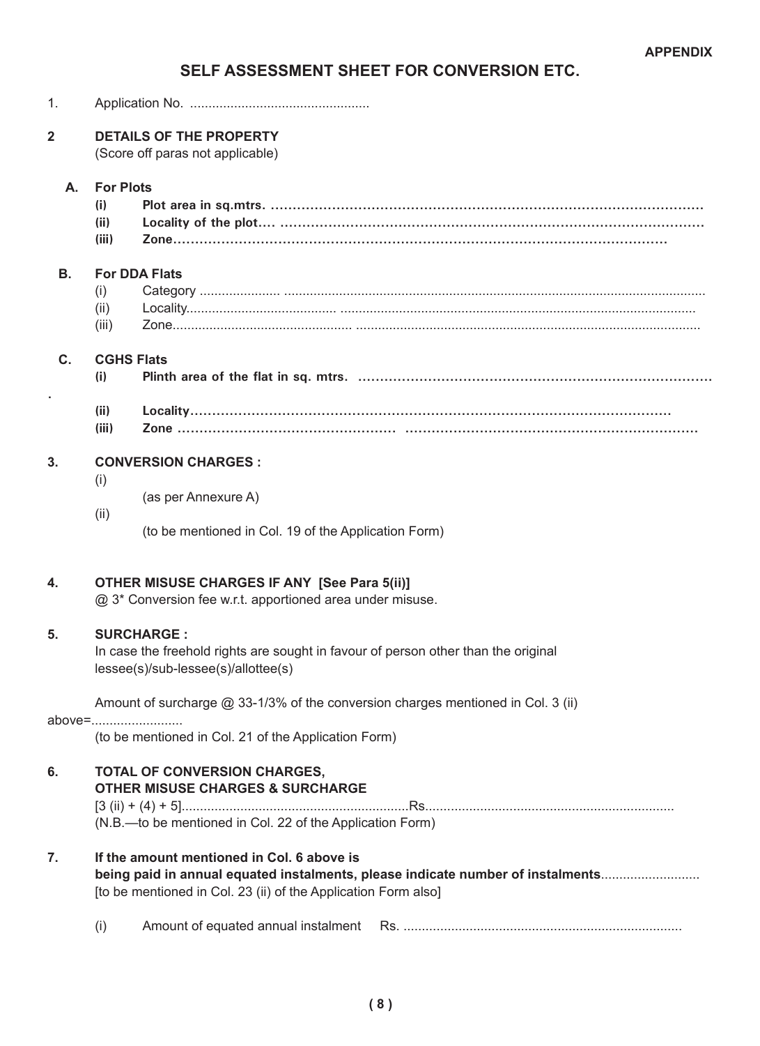**APPENDIX**

# SELF ASSESSMENT SHEET FOR CONVERSION ETC.

1. Application No. ................................................

**2 DETAILS OF THE PROPERTY**

(Score off paras not applicable)

**A. For Plots**

**(i) Plot area in sq.mtrs. .........................................................................................**

**(ii) Locality of the plot.... .........................................................................................**

**(iii) Zone.......................................................................................................**

**B. For DDA Flats**

(i) Category ...................... ...............................................................................................

(ii) Locality......................................... ................................................................................

(iii) Zone................................................ ..........................................................................

**C. CGHS Flats**

**(i) Plinth area of the flat in sq. mtrs. ..............................................................................**

.

**(ii) Locality......................................................................................................**

**(iii) Zone ............................................... ...........................................................**

**3. CONVERSION CHARGES :**

(i)

(as per Annexure A)

(ii)

(to be mentioned in Col. 19 of the Application Form)

**4. OTHER MISUSE CHARGES IF ANY [See Para 5(ii)]**

@ 3* Conversion fee w.r.t. apportioned area under misuse.

**5. SURCHARGE :**

In case the freehold rights are sought in favour of person other than the original lessee(s)/sub-lessee(s)/allottee(s)

Amount of surcharge @ 33-1/3% of the conversion charges mentioned in Col. 3 (ii) above=........................

(to be mentioned in Col. 21 of the Application Form)

**6. TOTAL OF CONVERSION CHARGES, OTHER MISUSE CHARGES & SURCHARGE**

[3 (ii) + (4) + 5]..............................................................Rs....................................................................

(N.B.—to be mentioned in Col. 22 of the Application Form)

**7. If the amount mentioned in Col. 6 above is being paid in annual equated instalments, please indicate number of instalments**..........................

[to be mentioned in Col. 23 (ii) of the Application Form also]

(i) Amount of equated annual instalment Rs. ...........................................................................